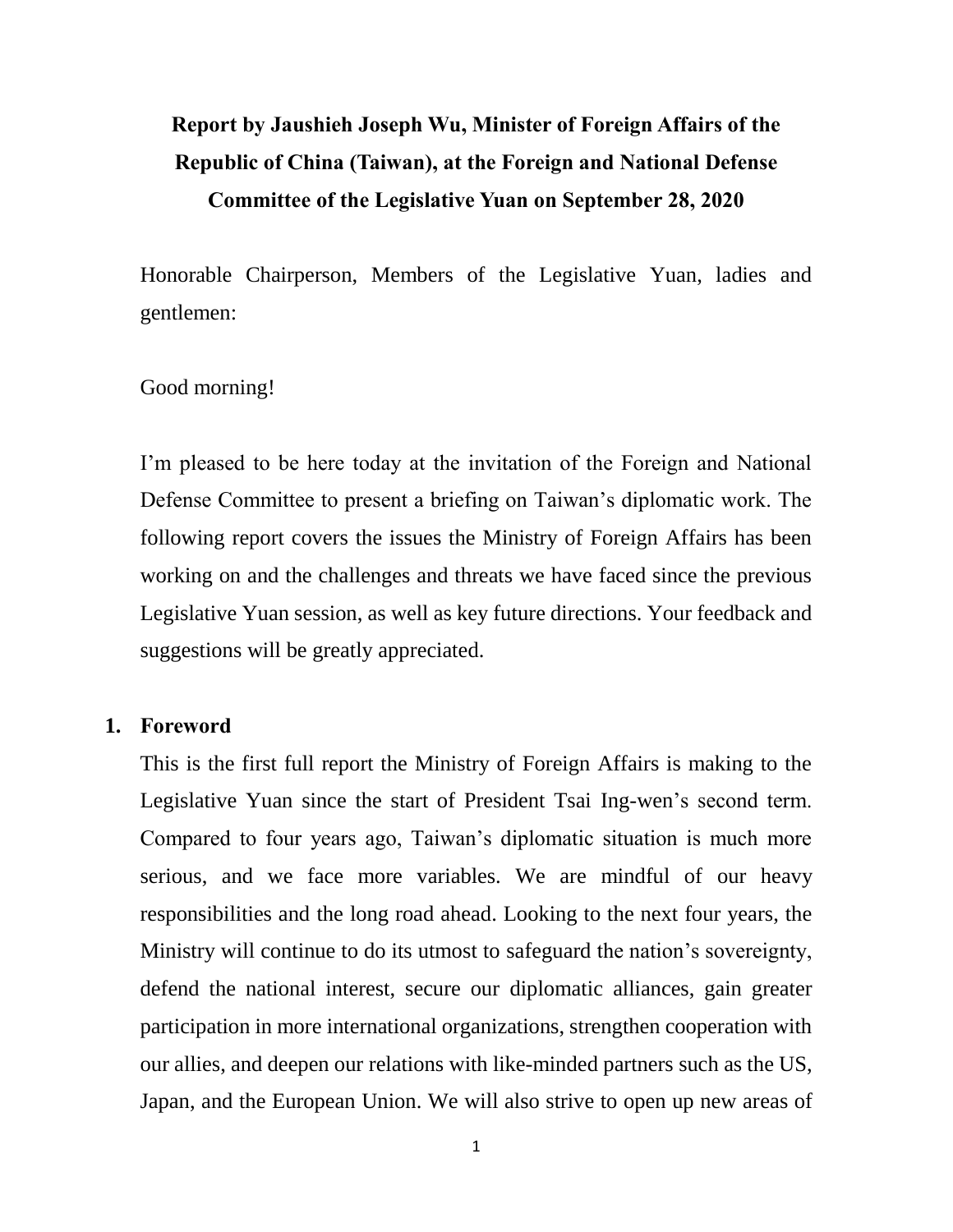# Report by Jaushieh Joseph Wu, Minister of Foreign Affairs of the Republic of China (Taiwan), at the Foreign and National Defense Committee of the Legislative Yuan on September 28, 2020

Honorable Chairperson, Members of the Legislative Yuan, ladies and gentlemen:

Good morning!

I'm pleased to be here today at the invitation of the Foreign and National Defense Committee to present a briefing on Taiwan's diplomatic work. The following report covers the issues the Ministry of Foreign Affairs has been working on and the challenges and threats we have faced since the previous Legislative Yuan session, as well as key future directions. Your feedback and suggestions will be greatly appreciated.

## 1. Foreword

This is the first full report the Ministry of Foreign Affairs is making to the Legislative Yuan since the start of President Tsai Ing-wen's second term. Compared to four years ago, Taiwan's diplomatic situation is much more serious, and we face more variables. We are mindful of our heavy responsibilities and the long road ahead. Looking to the next four years, the Ministry will continue to do its utmost to safeguard the nation's sovereignty, defend the national interest, secure our diplomatic alliances, gain greater participation in more international organizations, strengthen cooperation with our allies, and deepen our relations with like-minded partners such as the US, Japan, and the European Union. We will also strive to open up new areas of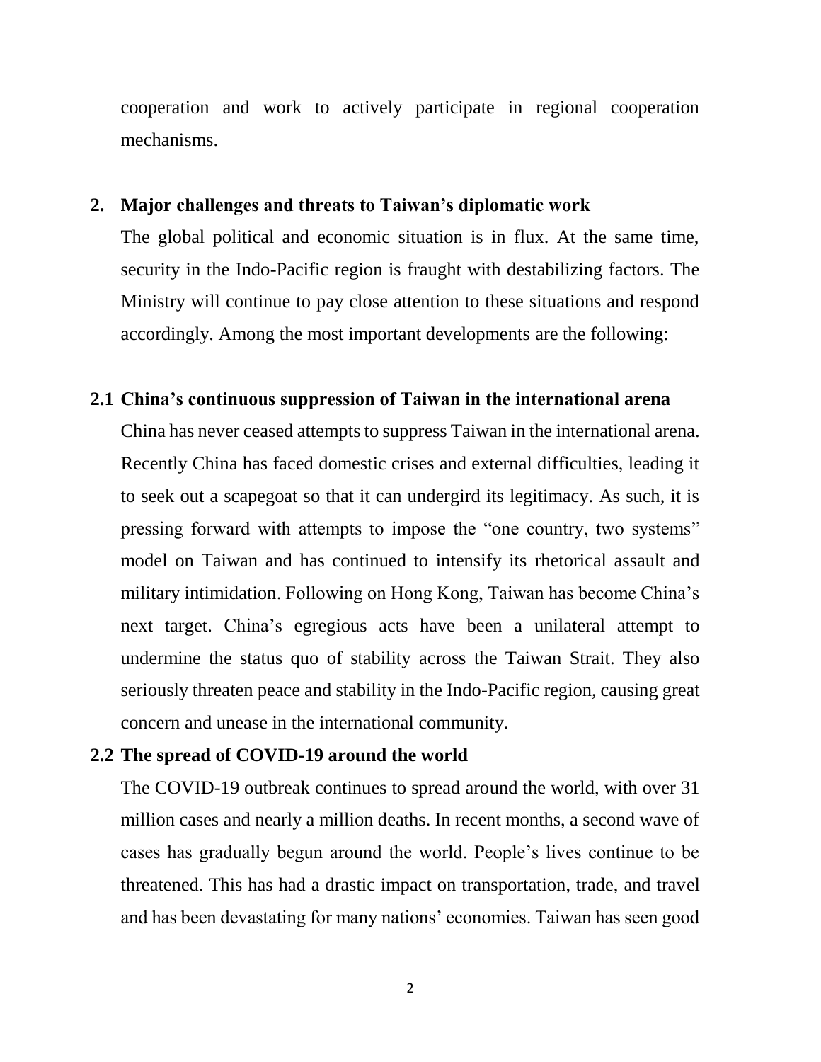cooperation and work to actively participate in regional cooperation mechanisms.

## 2. Major challenges and threats to Taiwan's diplomatic work

The global political and economic situation is in flux. At the same time, security in the Indo-Pacific region is fraught with destabilizing factors. The Ministry will continue to pay close attention to these situations and respond accordingly. Among the most important developments are the following:

### 2.1 China's continuous suppression of Taiwan in the international arena

China has never ceased attempts to suppress Taiwan in the international arena. Recently China has faced domestic crises and external difficulties, leading it to seek out a scapegoat so that it can undergird its legitimacy. As such, it is pressing forward with attempts to impose the "one country, two systems" model on Taiwan and has continued to intensify its rhetorical assault and military intimidation. Following on Hong Kong, Taiwan has become China's next target. China's egregious acts have been a unilateral attempt to undermine the status quo of stability across the Taiwan Strait. They also seriously threaten peace and stability in the Indo-Pacific region, causing great concern and unease in the international community.

### 2.2 The spread of COVID-19 around the world

The COVID-19 outbreak continues to spread around the world, with over 31 million cases and nearly a million deaths. In recent months, a second wave of cases has gradually begun around the world. People's lives continue to be threatened. This has had a drastic impact on transportation, trade, and travel and has been devastating for many nations' economies. Taiwan has seen good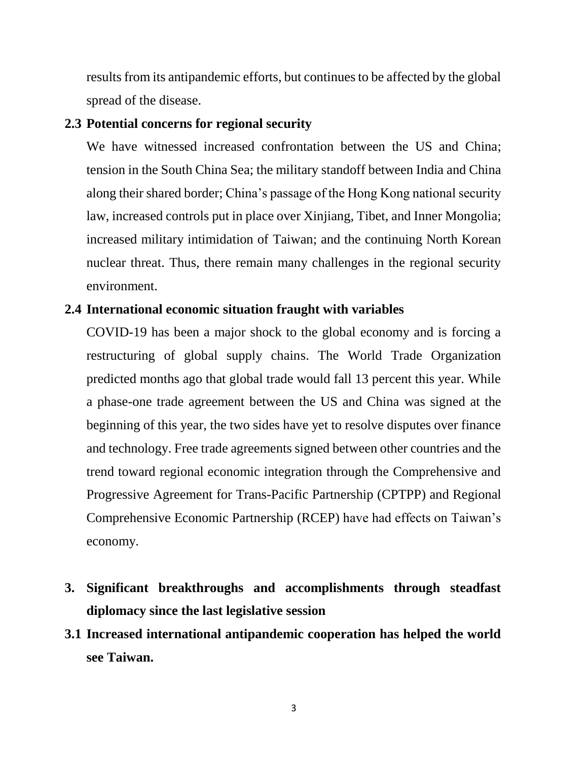results from its antipandemic efforts, but continues to be affected by the global spread of the disease.

### 2.3 Potential concerns for regional security

We have witnessed increased confrontation between the US and China; tension in the South China Sea; the military standoff between India and China along their shared border; China's passage of the Hong Kong national security law, increased controls put in place over Xinjiang, Tibet, and Inner Mongolia; increased military intimidation of Taiwan; and the continuing North Korean nuclear threat. Thus, there remain many challenges in the regional security environment.

### 2.4 International economic situation fraught with variables

COVID-19 has been a major shock to the global economy and is forcing a restructuring of global supply chains. The World Trade Organization predicted months ago that global trade would fall 13 percent this year. While a phase-one trade agreement between the US and China was signed at the beginning of this year, the two sides have yet to resolve disputes over finance and technology. Free trade agreements signed between other countries and the trend toward regional economic integration through the Comprehensive and Progressive Agreement for Trans-Pacific Partnership (CPTPP) and Regional Comprehensive Economic Partnership (RCEP) have had effects on Taiwan's economy.

## 3. Significant breakthroughs and accomplishments through steadfast diplomacy since the last legislative session

### 3.1 Increased international antipandemic cooperation has helped the world see Taiwan.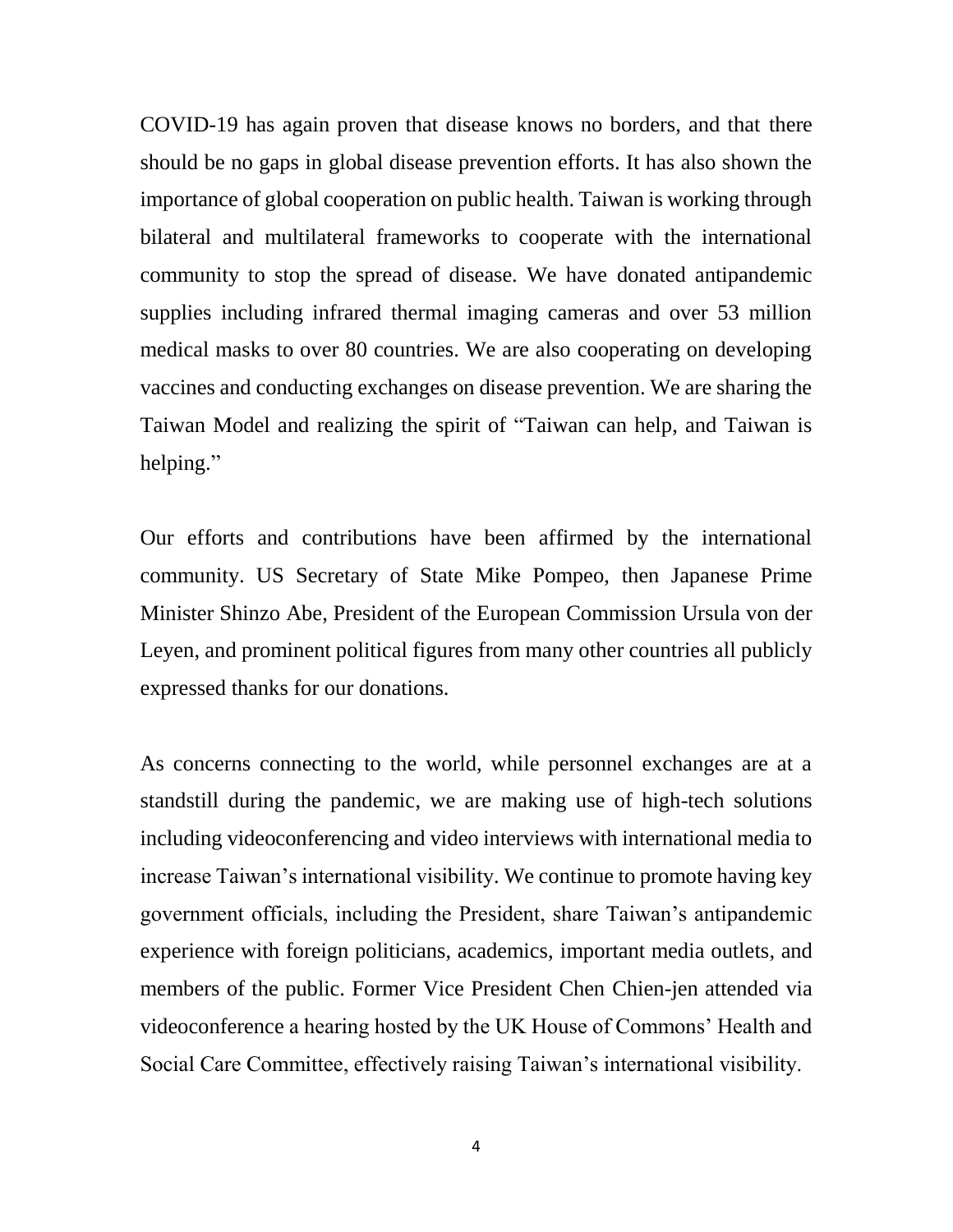COVID-19 has again proven that disease knows no borders, and that there should be no gaps in global disease prevention efforts. It has also shown the importance of global cooperation on public health. Taiwan is working through bilateral and multilateral frameworks to cooperate with the international community to stop the spread of disease. We have donated antipandemic supplies including infrared thermal imaging cameras and over 53 million medical masks to over 80 countries. We are also cooperating on developing vaccines and conducting exchanges on disease prevention. We are sharing the Taiwan Model and realizing the spirit of "Taiwan can help, and Taiwan is helping."

Our efforts and contributions have been affirmed by the international community. US Secretary of State Mike Pompeo, then Japanese Prime Minister Shinzo Abe, President of the European Commission Ursula von der Leyen, and prominent political figures from many other countries all publicly expressed thanks for our donations.

As concerns connecting to the world, while personnel exchanges are at a standstill during the pandemic, we are making use of high-tech solutions including videoconferencing and video interviews with international media to increase Taiwan's international visibility. We continue to promote having key government officials, including the President, share Taiwan's antipandemic experience with foreign politicians, academics, important media outlets, and members of the public. Former Vice President Chen Chien-jen attended via videoconference a hearing hosted by the UK House of Commons' Health and Social Care Committee, effectively raising Taiwan's international visibility.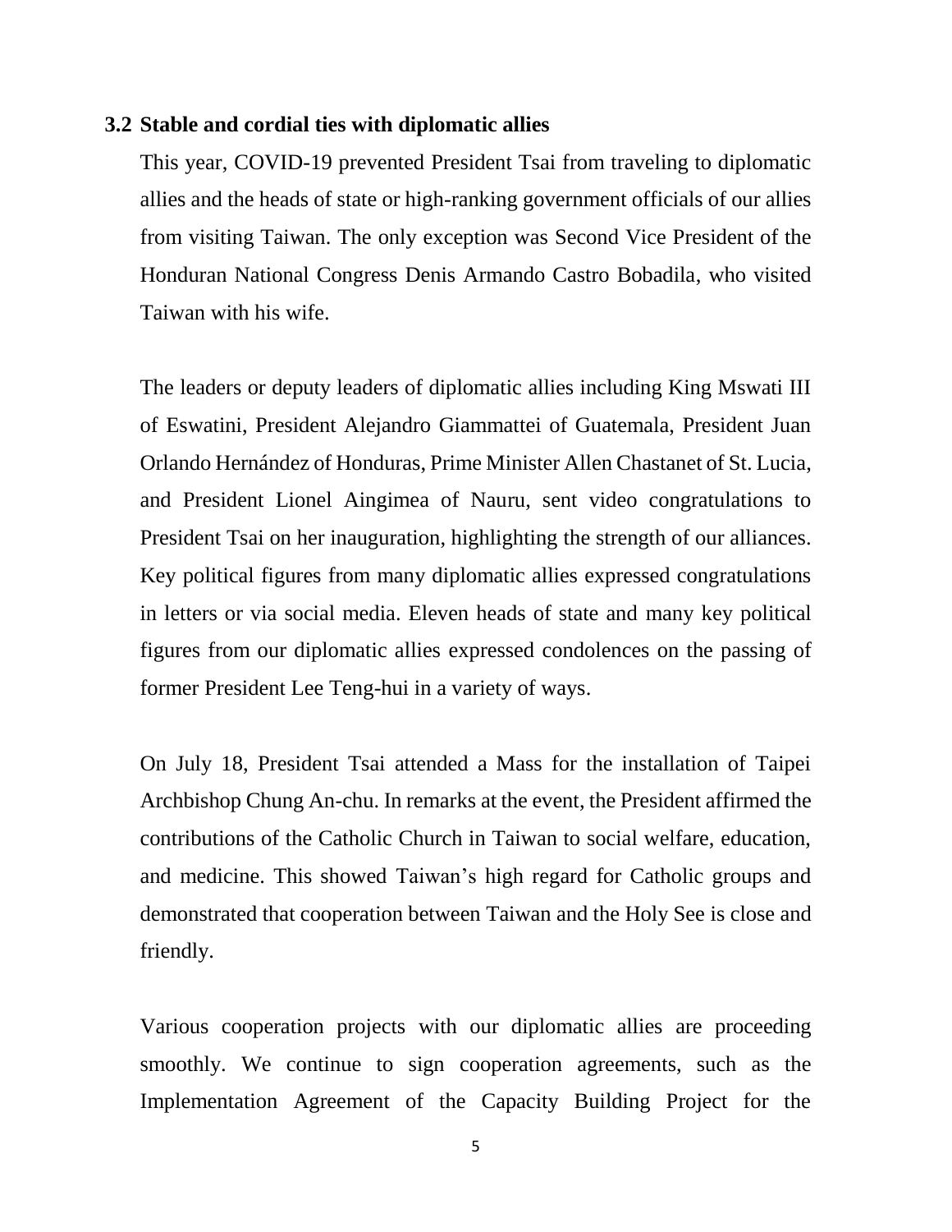### 3.2 Stable and cordial ties with diplomatic allies

This year, COVID-19 prevented President Tsai from traveling to diplomatic allies and the heads of state or high-ranking government officials of our allies from visiting Taiwan. The only exception was Second Vice President of the Honduran National Congress Denis Armando Castro Bobadila, who visited Taiwan with his wife.

The leaders or deputy leaders of diplomatic allies including King Mswati III of Eswatini, President Alejandro Giammattei of Guatemala, President Juan Orlando Hernández of Honduras, Prime Minister Allen Chastanet of St. Lucia, and President Lionel Aingimea of Nauru, sent video congratulations to President Tsai on her inauguration, highlighting the strength of our alliances. Key political figures from many diplomatic allies expressed congratulations in letters or via social media. Eleven heads of state and many key political figures from our diplomatic allies expressed condolences on the passing of former President Lee Teng-hui in a variety of ways.

On July 18, President Tsai attended a Mass for the installation of Taipei Archbishop Chung An-chu. In remarks at the event, the President affirmed the contributions of the Catholic Church in Taiwan to social welfare, education, and medicine. This showed Taiwan's high regard for Catholic groups and demonstrated that cooperation between Taiwan and the Holy See is close and friendly.

Various cooperation projects with our diplomatic allies are proceeding smoothly. We continue to sign cooperation agreements, such as the Implementation Agreement of the Capacity Building Project for the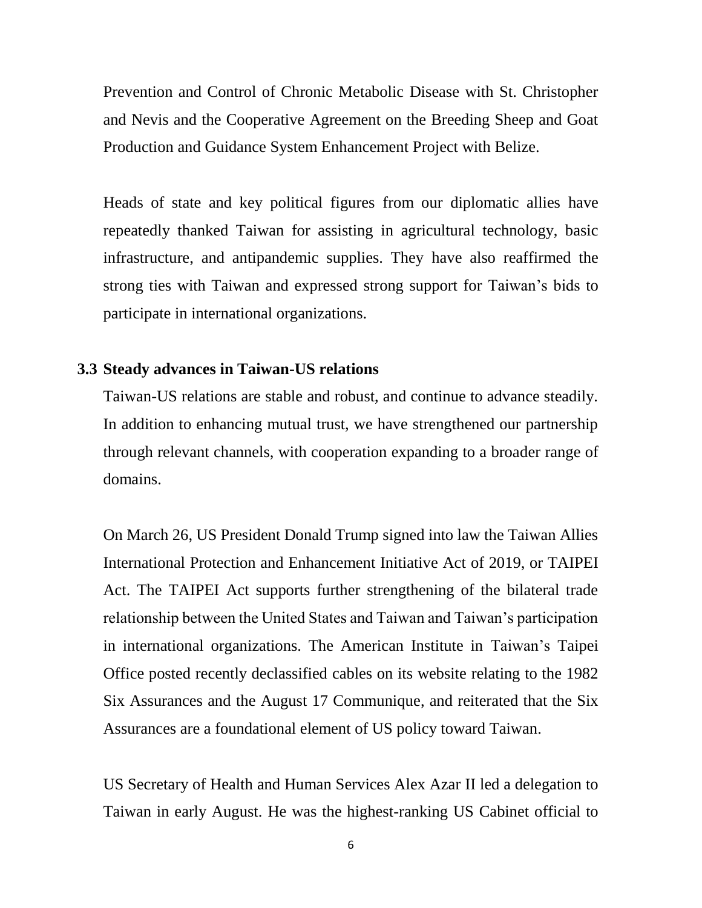Prevention and Control of Chronic Metabolic Disease with St. Christopher and Nevis and the Cooperative Agreement on the Breeding Sheep and Goat Production and Guidance System Enhancement Project with Belize.

Heads of state and key political figures from our diplomatic allies have repeatedly thanked Taiwan for assisting in agricultural technology, basic infrastructure, and antipandemic supplies. They have also reaffirmed the strong ties with Taiwan and expressed strong support for Taiwan's bids to participate in international organizations.

### 3.3 Steady advances in Taiwan-US relations

Taiwan-US relations are stable and robust, and continue to advance steadily. In addition to enhancing mutual trust, we have strengthened our partnership through relevant channels, with cooperation expanding to a broader range of domains.

On March 26, US President Donald Trump signed into law the Taiwan Allies International Protection and Enhancement Initiative Act of 2019, or TAIPEI Act. The TAIPEI Act supports further strengthening of the bilateral trade relationship between the United States and Taiwan and Taiwan's participation in international organizations. The American Institute in Taiwan's Taipei Office posted recently declassified cables on its website relating to the 1982 Six Assurances and the August 17 Communique, and reiterated that the Six Assurances are a foundational element of US policy toward Taiwan.

US Secretary of Health and Human Services Alex Azar II led a delegation to Taiwan in early August. He was the highest-ranking US Cabinet official to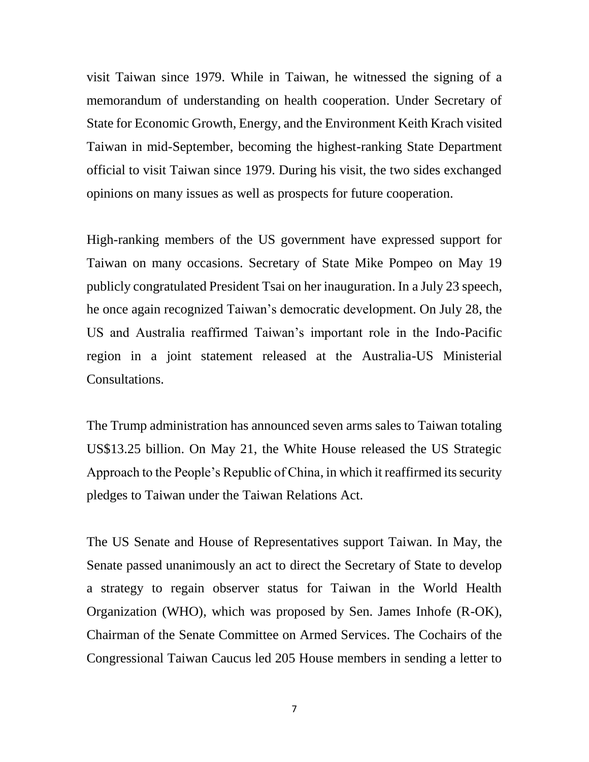visit Taiwan since 1979. While in Taiwan, he witnessed the signing of a memorandum of understanding on health cooperation. Under Secretary of State for Economic Growth, Energy, and the Environment Keith Krach visited Taiwan in mid-September, becoming the highest-ranking State Department official to visit Taiwan since 1979. During his visit, the two sides exchanged opinions on many issues as well as prospects for future cooperation.

High-ranking members of the US government have expressed support for Taiwan on many occasions. Secretary of State Mike Pompeo on May 19 publicly congratulated President Tsai on her inauguration. In a July 23 speech, he once again recognized Taiwan's democratic development. On July 28, the US and Australia reaffirmed Taiwan's important role in the Indo-Pacific region in a joint statement released at the Australia-US Ministerial Consultations.

The Trump administration has announced seven arms sales to Taiwan totaling US$13.25 billion. On May 21, the White House released the US Strategic Approach to the People's Republic of China, in which it reaffirmed its security pledges to Taiwan under the Taiwan Relations Act.

The US Senate and House of Representatives support Taiwan. In May, the Senate passed unanimously an act to direct the Secretary of State to develop a strategy to regain observer status for Taiwan in the World Health Organization (WHO), which was proposed by Sen. James Inhofe (R-OK), Chairman of the Senate Committee on Armed Services. The Cochairs of the Congressional Taiwan Caucus led 205 House members in sending a letter to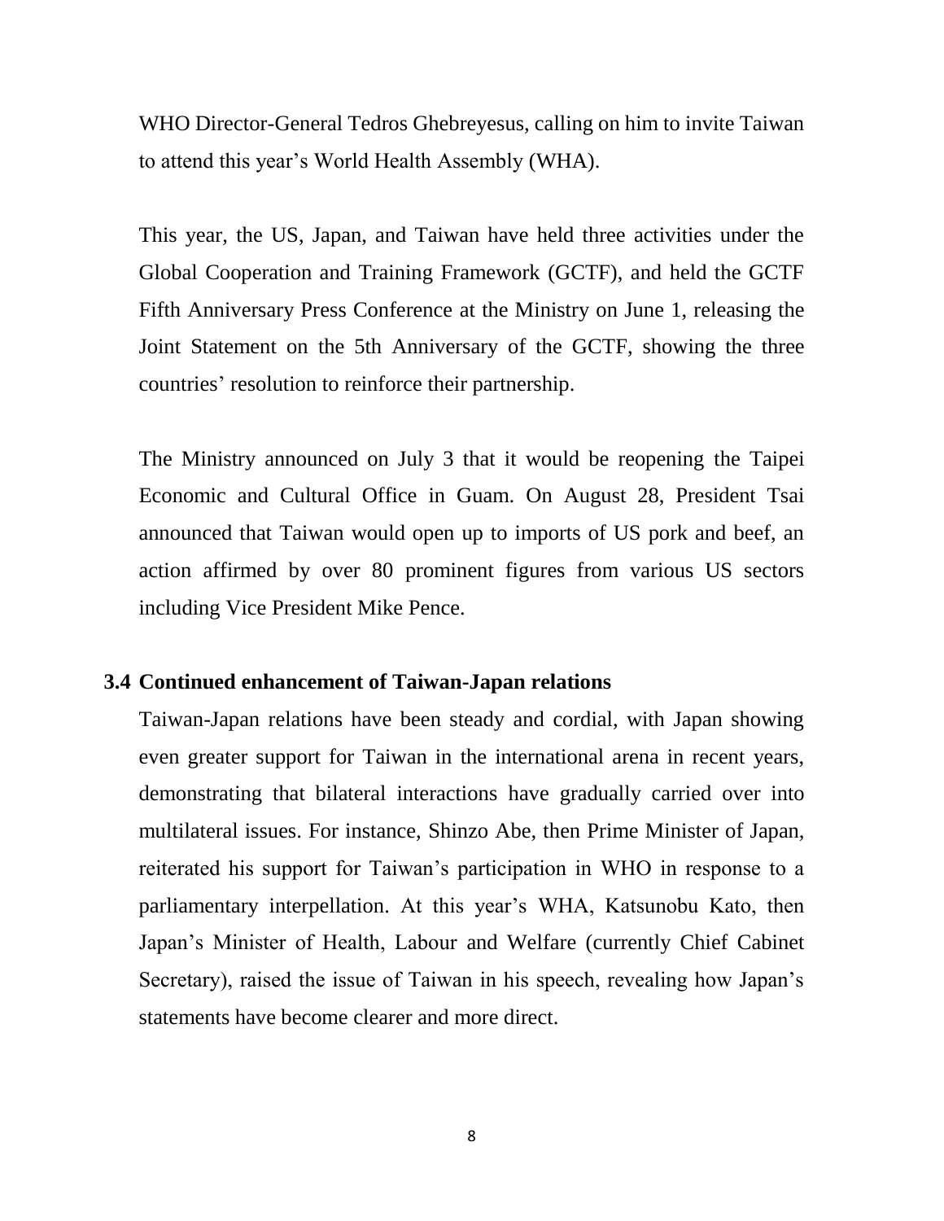WHO Director-General Tedros Ghebreyesus, calling on him to invite Taiwan to attend this year's World Health Assembly (WHA).

This year, the US, Japan, and Taiwan have held three activities under the Global Cooperation and Training Framework (GCTF), and held the GCTF Fifth Anniversary Press Conference at the Ministry on June 1, releasing the Joint Statement on the 5th Anniversary of the GCTF, showing the three countries' resolution to reinforce their partnership.

The Ministry announced on July 3 that it would be reopening the Taipei Economic and Cultural Office in Guam. On August 28, President Tsai announced that Taiwan would open up to imports of US pork and beef, an action affirmed by over 80 prominent figures from various US sectors including Vice President Mike Pence.

### 3.4 Continued enhancement of Taiwan-Japan relations

Taiwan-Japan relations have been steady and cordial, with Japan showing even greater support for Taiwan in the international arena in recent years, demonstrating that bilateral interactions have gradually carried over into multilateral issues. For instance, Shinzo Abe, then Prime Minister of Japan, reiterated his support for Taiwan's participation in WHO in response to a parliamentary interpellation. At this year's WHA, Katsunobu Kato, then Japan's Minister of Health, Labour and Welfare (currently Chief Cabinet Secretary), raised the issue of Taiwan in his speech, revealing how Japan's statements have become clearer and more direct.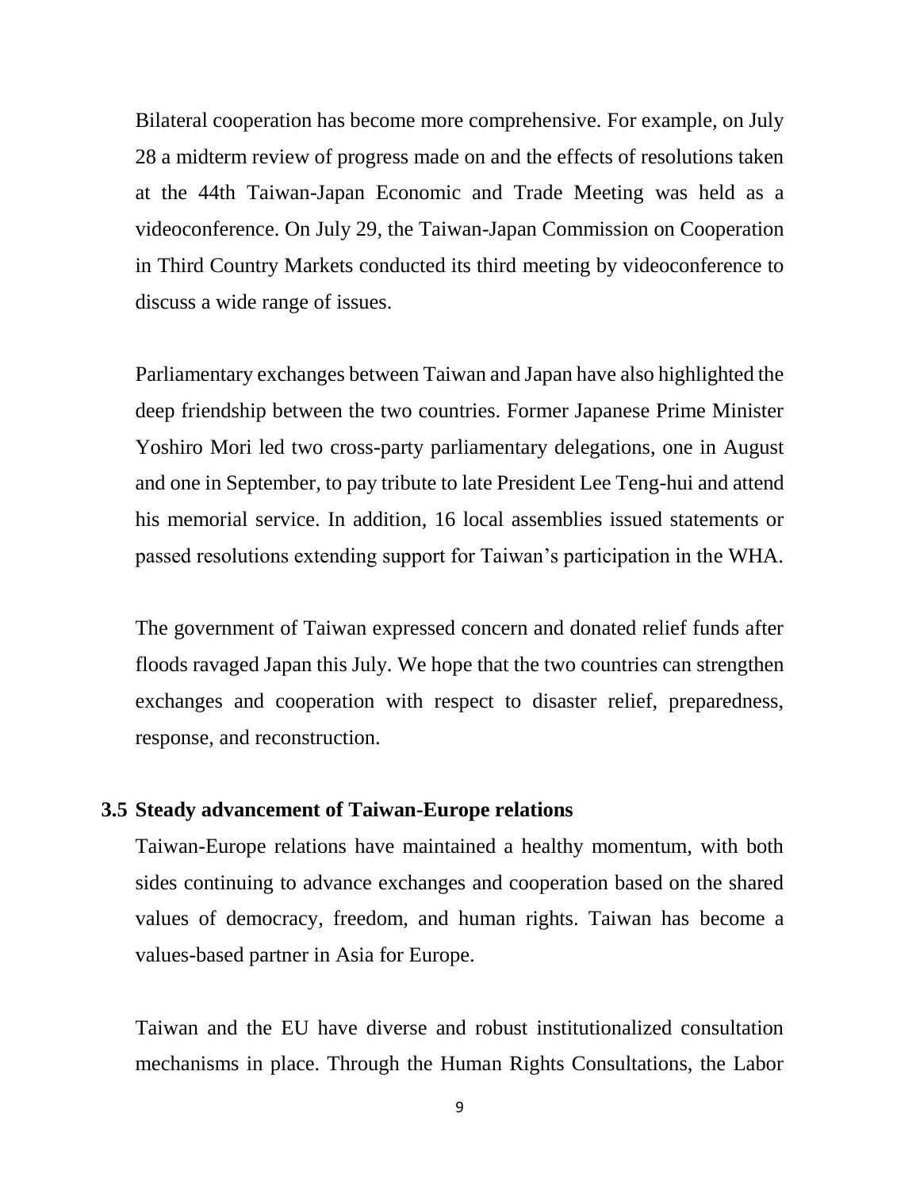Bilateral cooperation has become more comprehensive. For example, on July 28 a midterm review of progress made on and the effects of resolutions taken at the 44th Taiwan-Japan Economic and Trade Meeting was held as a videoconference. On July 29, the Taiwan-Japan Commission on Cooperation in Third Country Markets conducted its third meeting by videoconference to discuss a wide range of issues.

Parliamentary exchanges between Taiwan and Japan have also highlighted the deep friendship between the two countries. Former Japanese Prime Minister Yoshiro Mori led two cross-party parliamentary delegations, one in August and one in September, to pay tribute to late President Lee Teng-hui and attend his memorial service. In addition, 16 local assemblies issued statements or passed resolutions extending support for Taiwan's participation in the WHA.

The government of Taiwan expressed concern and donated relief funds after floods ravaged Japan this July. We hope that the two countries can strengthen exchanges and cooperation with respect to disaster relief, preparedness, response, and reconstruction.

### 3.5 Steady advancement of Taiwan-Europe relations

Taiwan-Europe relations have maintained a healthy momentum, with both sides continuing to advance exchanges and cooperation based on the shared values of democracy, freedom, and human rights. Taiwan has become a values-based partner in Asia for Europe.

Taiwan and the EU have diverse and robust institutionalized consultation mechanisms in place. Through the Human Rights Consultations, the Labor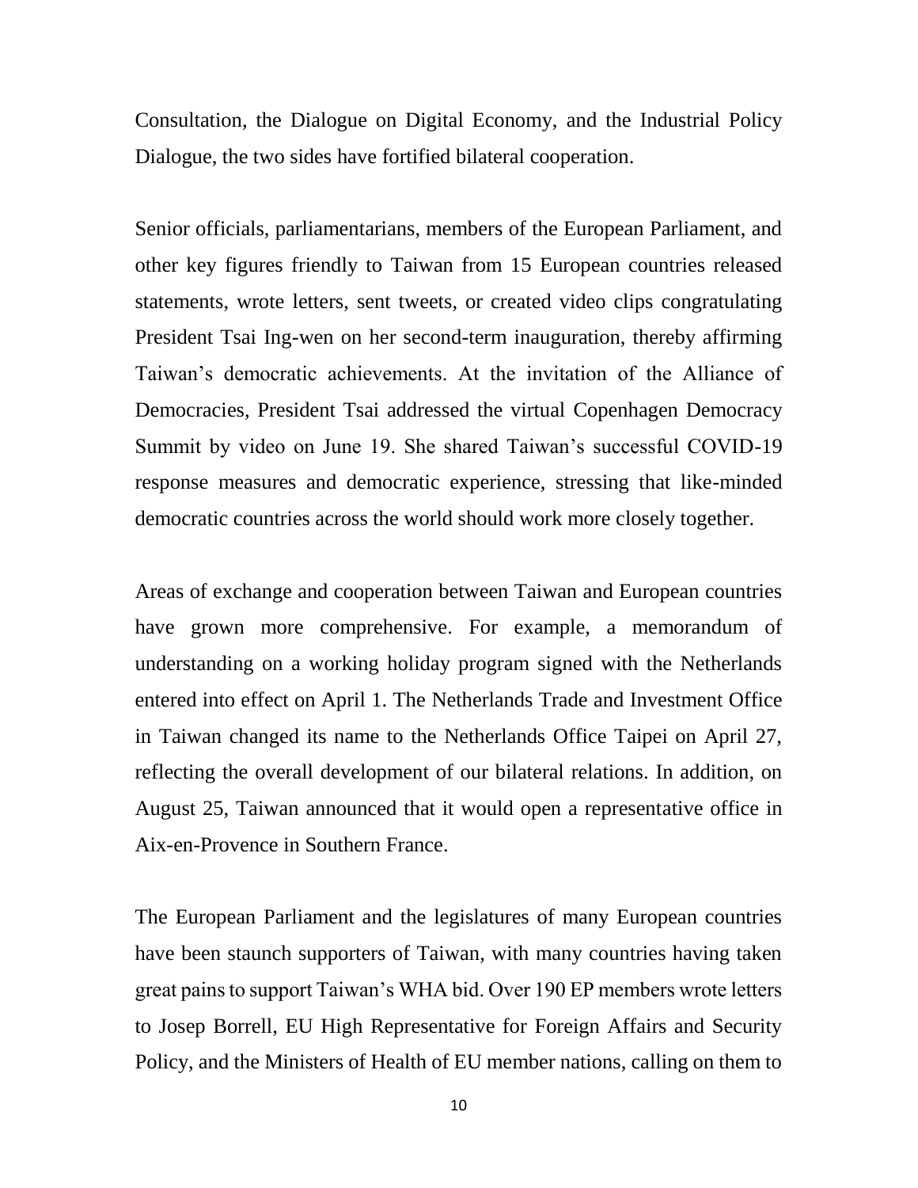Consultation, the Dialogue on Digital Economy, and the Industrial Policy Dialogue, the two sides have fortified bilateral cooperation.

Senior officials, parliamentarians, members of the European Parliament, and other key figures friendly to Taiwan from 15 European countries released statements, wrote letters, sent tweets, or created video clips congratulating President Tsai Ing-wen on her second-term inauguration, thereby affirming Taiwan's democratic achievements. At the invitation of the Alliance of Democracies, President Tsai addressed the virtual Copenhagen Democracy Summit by video on June 19. She shared Taiwan's successful COVID-19 response measures and democratic experience, stressing that like-minded democratic countries across the world should work more closely together.

Areas of exchange and cooperation between Taiwan and European countries have grown more comprehensive. For example, a memorandum of understanding on a working holiday program signed with the Netherlands entered into effect on April 1. The Netherlands Trade and Investment Office in Taiwan changed its name to the Netherlands Office Taipei on April 27, reflecting the overall development of our bilateral relations. In addition, on August 25, Taiwan announced that it would open a representative office in Aix-en-Provence in Southern France.

The European Parliament and the legislatures of many European countries have been staunch supporters of Taiwan, with many countries having taken great pains to support Taiwan's WHA bid. Over 190 EP members wrote letters to Josep Borrell, EU High Representative for Foreign Affairs and Security Policy, and the Ministers of Health of EU member nations, calling on them to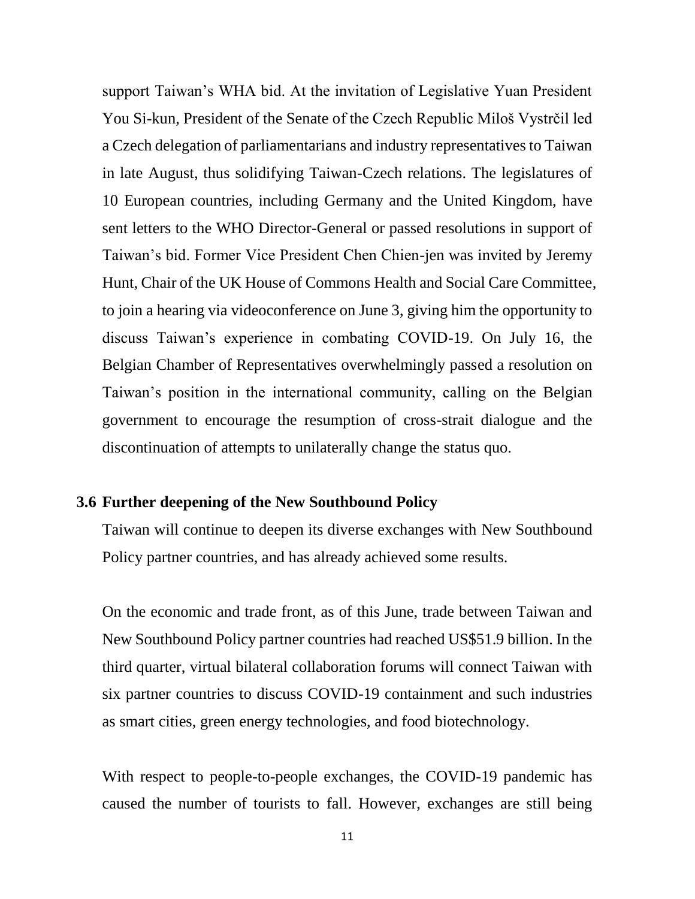support Taiwan's WHA bid. At the invitation of Legislative Yuan President You Si-kun, President of the Senate of the Czech Republic Miloš Vystrčil led a Czech delegation of parliamentarians and industry representatives to Taiwan in late August, thus solidifying Taiwan-Czech relations. The legislatures of 10 European countries, including Germany and the United Kingdom, have sent letters to the WHO Director-General or passed resolutions in support of Taiwan's bid. Former Vice President Chen Chien-jen was invited by Jeremy Hunt, Chair of the UK House of Commons Health and Social Care Committee, to join a hearing via videoconference on June 3, giving him the opportunity to discuss Taiwan's experience in combating COVID-19. On July 16, the Belgian Chamber of Representatives overwhelmingly passed a resolution on Taiwan's position in the international community, calling on the Belgian government to encourage the resumption of cross-strait dialogue and the discontinuation of attempts to unilaterally change the status quo.

### 3.6 Further deepening of the New Southbound Policy

Taiwan will continue to deepen its diverse exchanges with New Southbound Policy partner countries, and has already achieved some results.

On the economic and trade front, as of this June, trade between Taiwan and New Southbound Policy partner countries had reached US$51.9 billion. In the third quarter, virtual bilateral collaboration forums will connect Taiwan with six partner countries to discuss COVID-19 containment and such industries as smart cities, green energy technologies, and food biotechnology.

With respect to people-to-people exchanges, the COVID-19 pandemic has caused the number of tourists to fall. However, exchanges are still being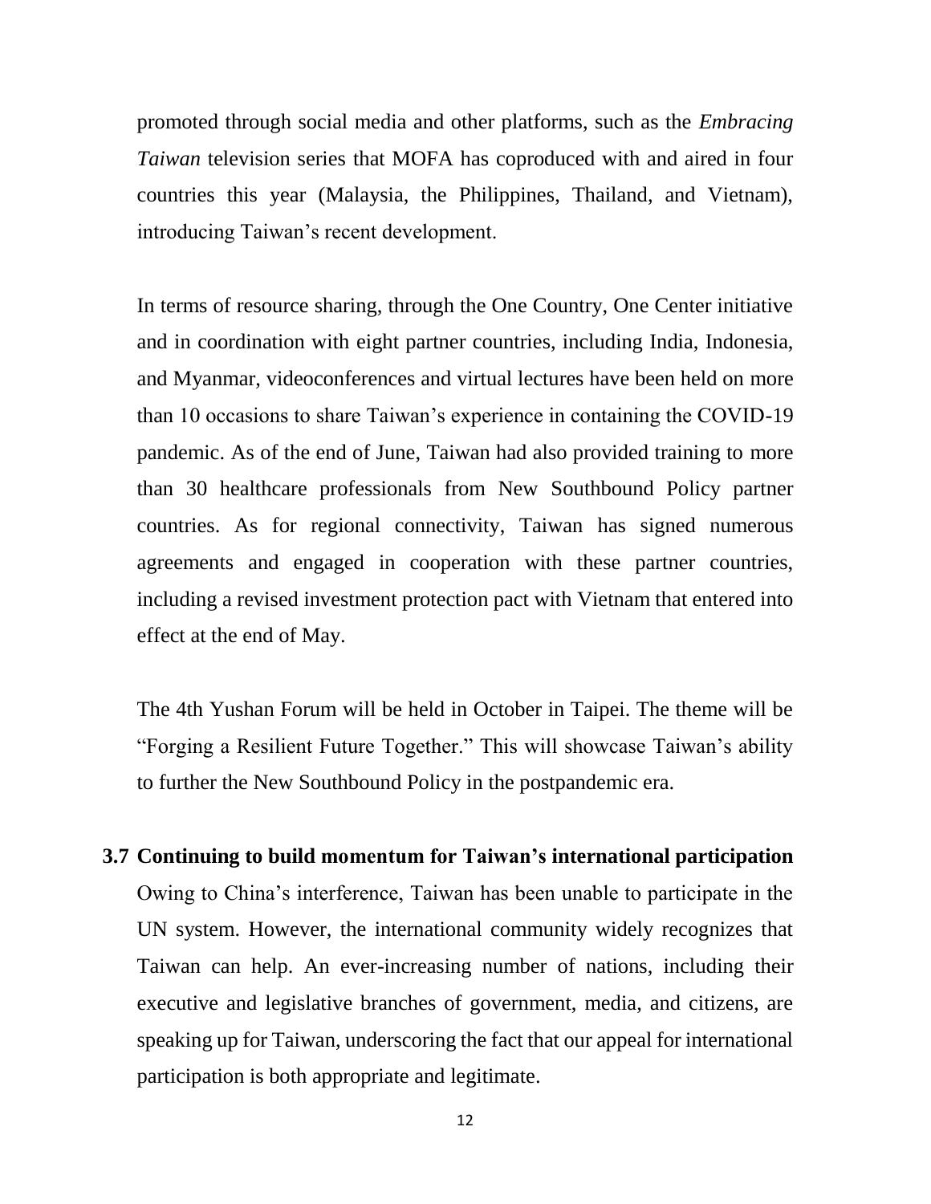promoted through social media and other platforms, such as the *Embracing Taiwan* television series that MOFA has coproduced with and aired in four countries this year (Malaysia, the Philippines, Thailand, and Vietnam), introducing Taiwan's recent development.

In terms of resource sharing, through the One Country, One Center initiative and in coordination with eight partner countries, including India, Indonesia, and Myanmar, videoconferences and virtual lectures have been held on more than 10 occasions to share Taiwan's experience in containing the COVID-19 pandemic. As of the end of June, Taiwan had also provided training to more than 30 healthcare professionals from New Southbound Policy partner countries. As for regional connectivity, Taiwan has signed numerous agreements and engaged in cooperation with these partner countries, including a revised investment protection pact with Vietnam that entered into effect at the end of May.

The 4th Yushan Forum will be held in October in Taipei. The theme will be "Forging a Resilient Future Together." This will showcase Taiwan's ability to further the New Southbound Policy in the postpandemic era.

### 3.7 Continuing to build momentum for Taiwan's international participation

Owing to China's interference, Taiwan has been unable to participate in the UN system. However, the international community widely recognizes that Taiwan can help. An ever-increasing number of nations, including their executive and legislative branches of government, media, and citizens, are speaking up for Taiwan, underscoring the fact that our appeal for international participation is both appropriate and legitimate.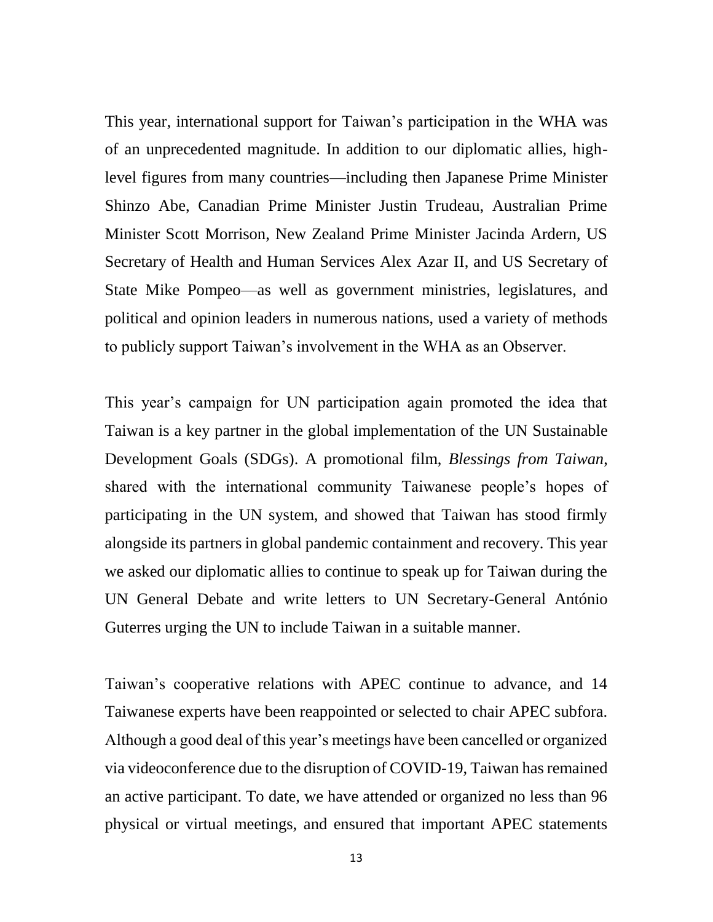This year, international support for Taiwan's participation in the WHA was of an unprecedented magnitude. In addition to our diplomatic allies, high-level figures from many countries—including then Japanese Prime Minister Shinzo Abe, Canadian Prime Minister Justin Trudeau, Australian Prime Minister Scott Morrison, New Zealand Prime Minister Jacinda Ardern, US Secretary of Health and Human Services Alex Azar II, and US Secretary of State Mike Pompeo—as well as government ministries, legislatures, and political and opinion leaders in numerous nations, used a variety of methods to publicly support Taiwan's involvement in the WHA as an Observer.

This year's campaign for UN participation again promoted the idea that Taiwan is a key partner in the global implementation of the UN Sustainable Development Goals (SDGs). A promotional film, *Blessings from Taiwan*, shared with the international community Taiwanese people's hopes of participating in the UN system, and showed that Taiwan has stood firmly alongside its partners in global pandemic containment and recovery. This year we asked our diplomatic allies to continue to speak up for Taiwan during the UN General Debate and write letters to UN Secretary-General António Guterres urging the UN to include Taiwan in a suitable manner.

Taiwan's cooperative relations with APEC continue to advance, and 14 Taiwanese experts have been reappointed or selected to chair APEC subfora. Although a good deal of this year's meetings have been cancelled or organized via videoconference due to the disruption of COVID-19, Taiwan has remained an active participant. To date, we have attended or organized no less than 96 physical or virtual meetings, and ensured that important APEC statements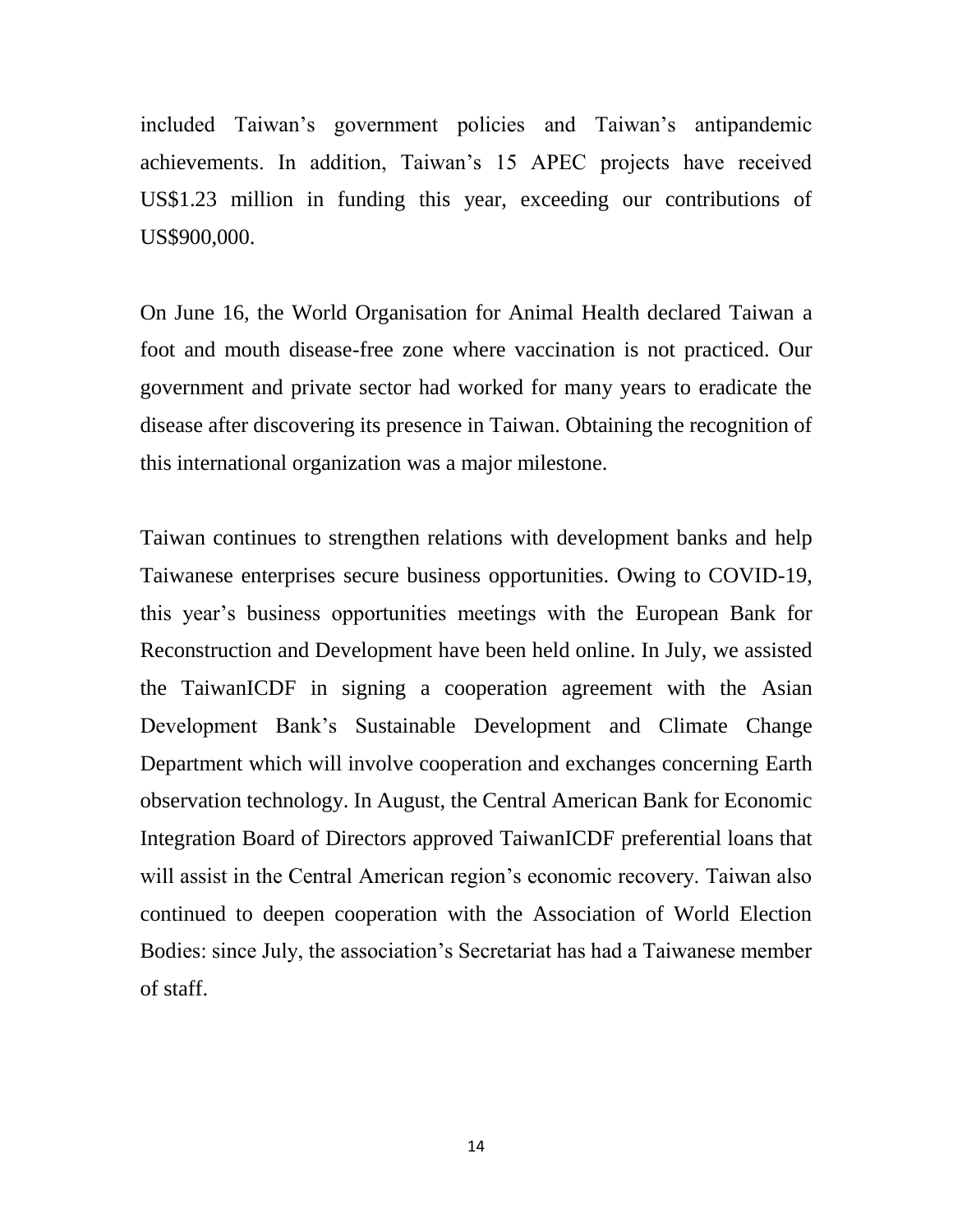included Taiwan's government policies and Taiwan's antipandemic achievements. In addition, Taiwan's 15 APEC projects have received US$1.23 million in funding this year, exceeding our contributions of US$900,000.

On June 16, the World Organisation for Animal Health declared Taiwan a foot and mouth disease-free zone where vaccination is not practiced. Our government and private sector had worked for many years to eradicate the disease after discovering its presence in Taiwan. Obtaining the recognition of this international organization was a major milestone.

Taiwan continues to strengthen relations with development banks and help Taiwanese enterprises secure business opportunities. Owing to COVID-19, this year's business opportunities meetings with the European Bank for Reconstruction and Development have been held online. In July, we assisted the TaiwanICDF in signing a cooperation agreement with the Asian Development Bank's Sustainable Development and Climate Change Department which will involve cooperation and exchanges concerning Earth observation technology. In August, the Central American Bank for Economic Integration Board of Directors approved TaiwanICDF preferential loans that will assist in the Central American region's economic recovery. Taiwan also continued to deepen cooperation with the Association of World Election Bodies: since July, the association's Secretariat has had a Taiwanese member of staff.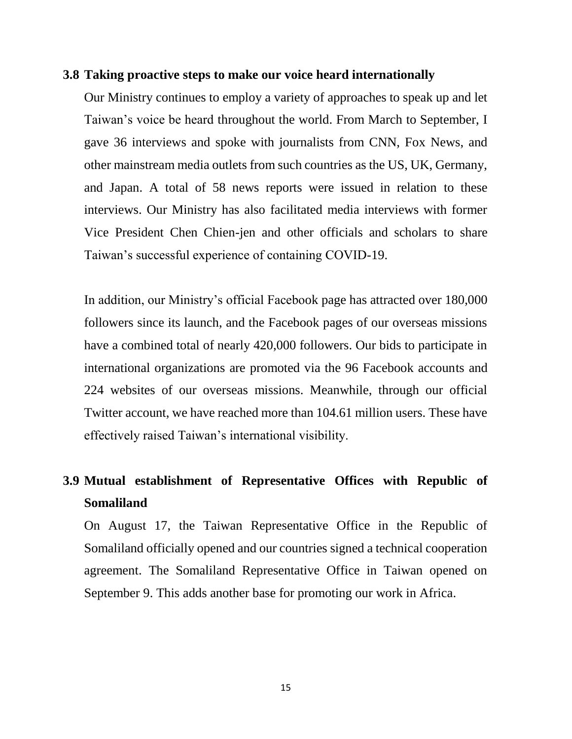### 3.8 Taking proactive steps to make our voice heard internationally

Our Ministry continues to employ a variety of approaches to speak up and let Taiwan's voice be heard throughout the world. From March to September, I gave 36 interviews and spoke with journalists from CNN, Fox News, and other mainstream media outlets from such countries as the US, UK, Germany, and Japan. A total of 58 news reports were issued in relation to these interviews. Our Ministry has also facilitated media interviews with former Vice President Chen Chien-jen and other officials and scholars to share Taiwan's successful experience of containing COVID-19.

In addition, our Ministry's official Facebook page has attracted over 180,000 followers since its launch, and the Facebook pages of our overseas missions have a combined total of nearly 420,000 followers. Our bids to participate in international organizations are promoted via the 96 Facebook accounts and 224 websites of our overseas missions. Meanwhile, through our official Twitter account, we have reached more than 104.61 million users. These have effectively raised Taiwan's international visibility.

### 3.9 Mutual establishment of Representative Offices with Republic of Somaliland

On August 17, the Taiwan Representative Office in the Republic of Somaliland officially opened and our countries signed a technical cooperation agreement. The Somaliland Representative Office in Taiwan opened on September 9. This adds another base for promoting our work in Africa.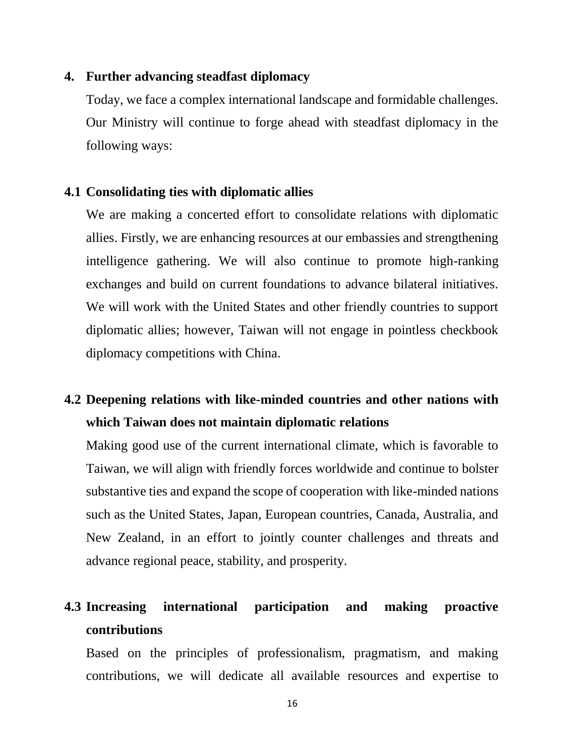## 4. Further advancing steadfast diplomacy

Today, we face a complex international landscape and formidable challenges. Our Ministry will continue to forge ahead with steadfast diplomacy in the following ways:

### 4.1 Consolidating ties with diplomatic allies

We are making a concerted effort to consolidate relations with diplomatic allies. Firstly, we are enhancing resources at our embassies and strengthening intelligence gathering. We will also continue to promote high-ranking exchanges and build on current foundations to advance bilateral initiatives. We will work with the United States and other friendly countries to support diplomatic allies; however, Taiwan will not engage in pointless checkbook diplomacy competitions with China.

### 4.2 Deepening relations with like-minded countries and other nations with which Taiwan does not maintain diplomatic relations

Making good use of the current international climate, which is favorable to Taiwan, we will align with friendly forces worldwide and continue to bolster substantive ties and expand the scope of cooperation with like-minded nations such as the United States, Japan, European countries, Canada, Australia, and New Zealand, in an effort to jointly counter challenges and threats and advance regional peace, stability, and prosperity.

### 4.3 Increasing international participation and making proactive contributions

Based on the principles of professionalism, pragmatism, and making contributions, we will dedicate all available resources and expertise to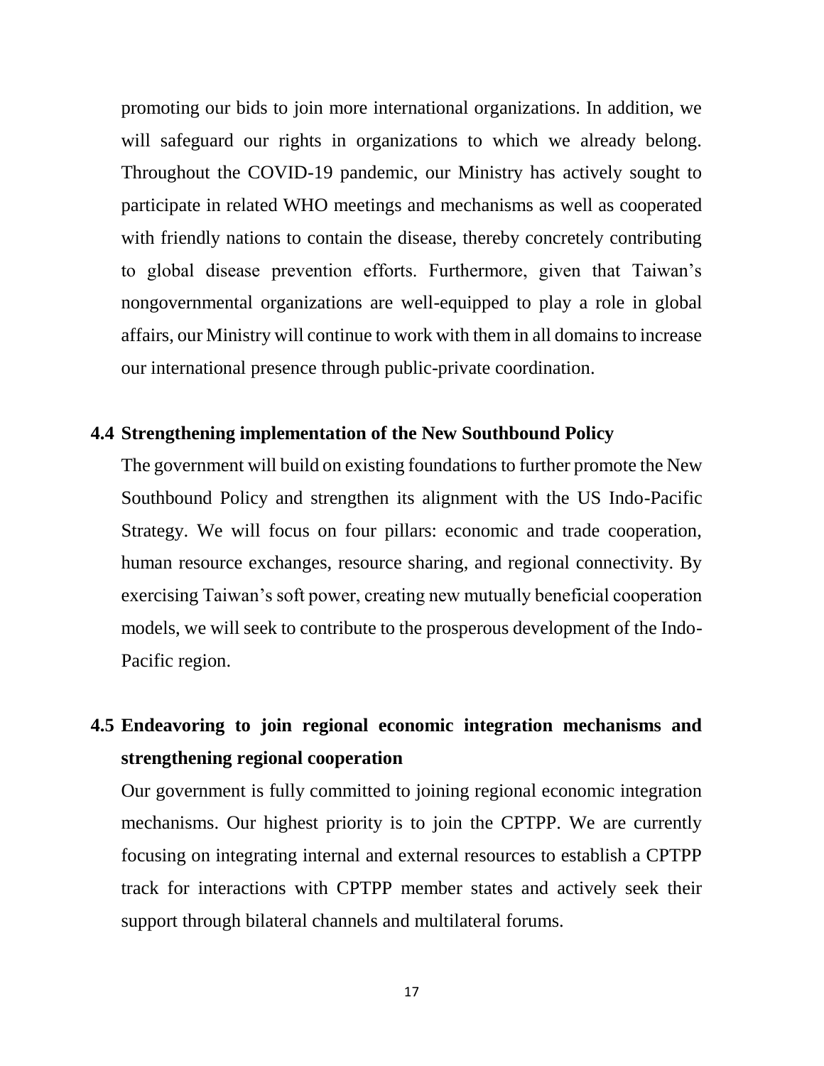promoting our bids to join more international organizations. In addition, we will safeguard our rights in organizations to which we already belong. Throughout the COVID-19 pandemic, our Ministry has actively sought to participate in related WHO meetings and mechanisms as well as cooperated with friendly nations to contain the disease, thereby concretely contributing to global disease prevention efforts. Furthermore, given that Taiwan's nongovernmental organizations are well-equipped to play a role in global affairs, our Ministry will continue to work with them in all domains to increase our international presence through public-private coordination.

### 4.4 Strengthening implementation of the New Southbound Policy

The government will build on existing foundations to further promote the New Southbound Policy and strengthen its alignment with the US Indo-Pacific Strategy. We will focus on four pillars: economic and trade cooperation, human resource exchanges, resource sharing, and regional connectivity. By exercising Taiwan's soft power, creating new mutually beneficial cooperation models, we will seek to contribute to the prosperous development of the Indo-Pacific region.

### 4.5 Endeavoring to join regional economic integration mechanisms and strengthening regional cooperation

Our government is fully committed to joining regional economic integration mechanisms. Our highest priority is to join the CPTPP. We are currently focusing on integrating internal and external resources to establish a CPTPP track for interactions with CPTPP member states and actively seek their support through bilateral channels and multilateral forums.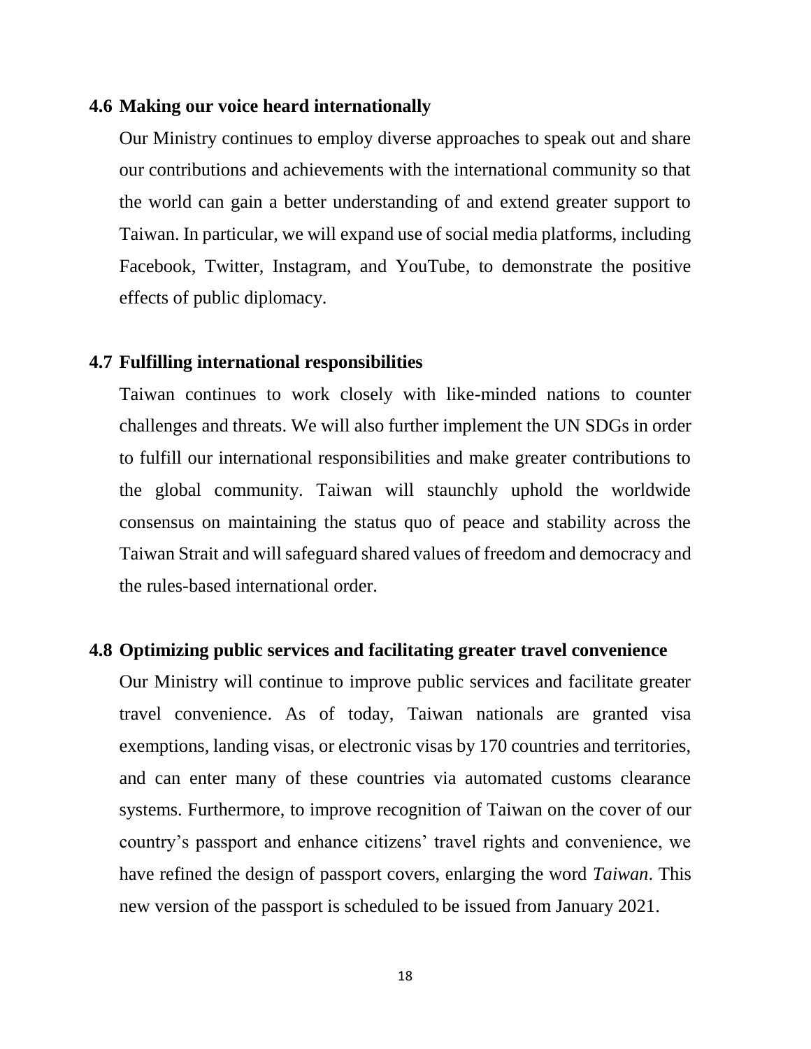### 4.6 Making our voice heard internationally

Our Ministry continues to employ diverse approaches to speak out and share our contributions and achievements with the international community so that the world can gain a better understanding of and extend greater support to Taiwan. In particular, we will expand use of social media platforms, including Facebook, Twitter, Instagram, and YouTube, to demonstrate the positive effects of public diplomacy.

### 4.7 Fulfilling international responsibilities

Taiwan continues to work closely with like-minded nations to counter challenges and threats. We will also further implement the UN SDGs in order to fulfill our international responsibilities and make greater contributions to the global community. Taiwan will staunchly uphold the worldwide consensus on maintaining the status quo of peace and stability across the Taiwan Strait and will safeguard shared values of freedom and democracy and the rules-based international order.

### 4.8 Optimizing public services and facilitating greater travel convenience

Our Ministry will continue to improve public services and facilitate greater travel convenience. As of today, Taiwan nationals are granted visa exemptions, landing visas, or electronic visas by 170 countries and territories, and can enter many of these countries via automated customs clearance systems. Furthermore, to improve recognition of Taiwan on the cover of our country's passport and enhance citizens' travel rights and convenience, we have refined the design of passport covers, enlarging the word *Taiwan*. This new version of the passport is scheduled to be issued from January 2021.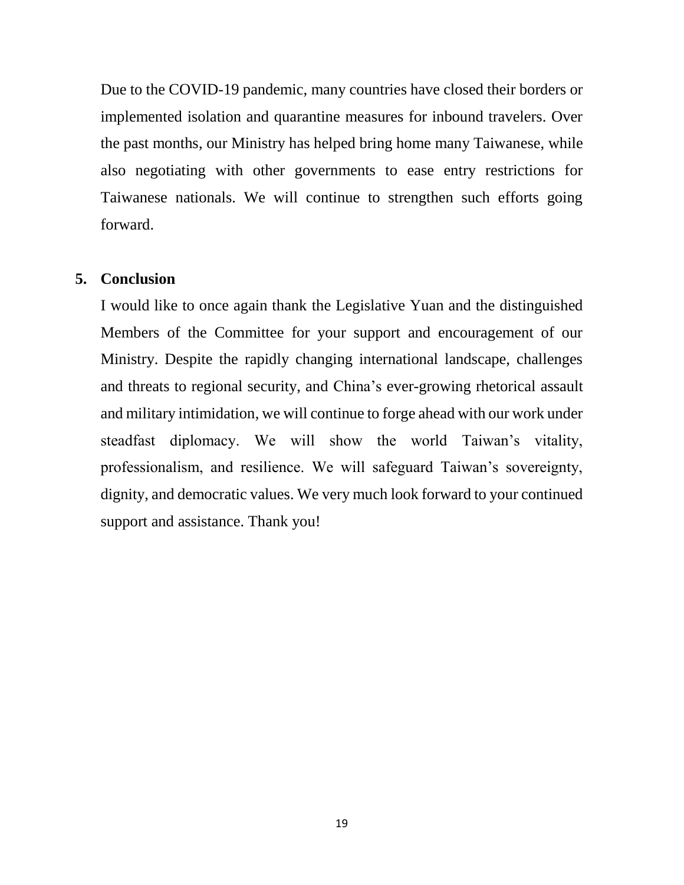Due to the COVID-19 pandemic, many countries have closed their borders or implemented isolation and quarantine measures for inbound travelers. Over the past months, our Ministry has helped bring home many Taiwanese, while also negotiating with other governments to ease entry restrictions for Taiwanese nationals. We will continue to strengthen such efforts going forward.

## 5. Conclusion

I would like to once again thank the Legislative Yuan and the distinguished Members of the Committee for your support and encouragement of our Ministry. Despite the rapidly changing international landscape, challenges and threats to regional security, and China's ever-growing rhetorical assault and military intimidation, we will continue to forge ahead with our work under steadfast diplomacy. We will show the world Taiwan's vitality, professionalism, and resilience. We will safeguard Taiwan's sovereignty, dignity, and democratic values. We very much look forward to your continued support and assistance. Thank you!